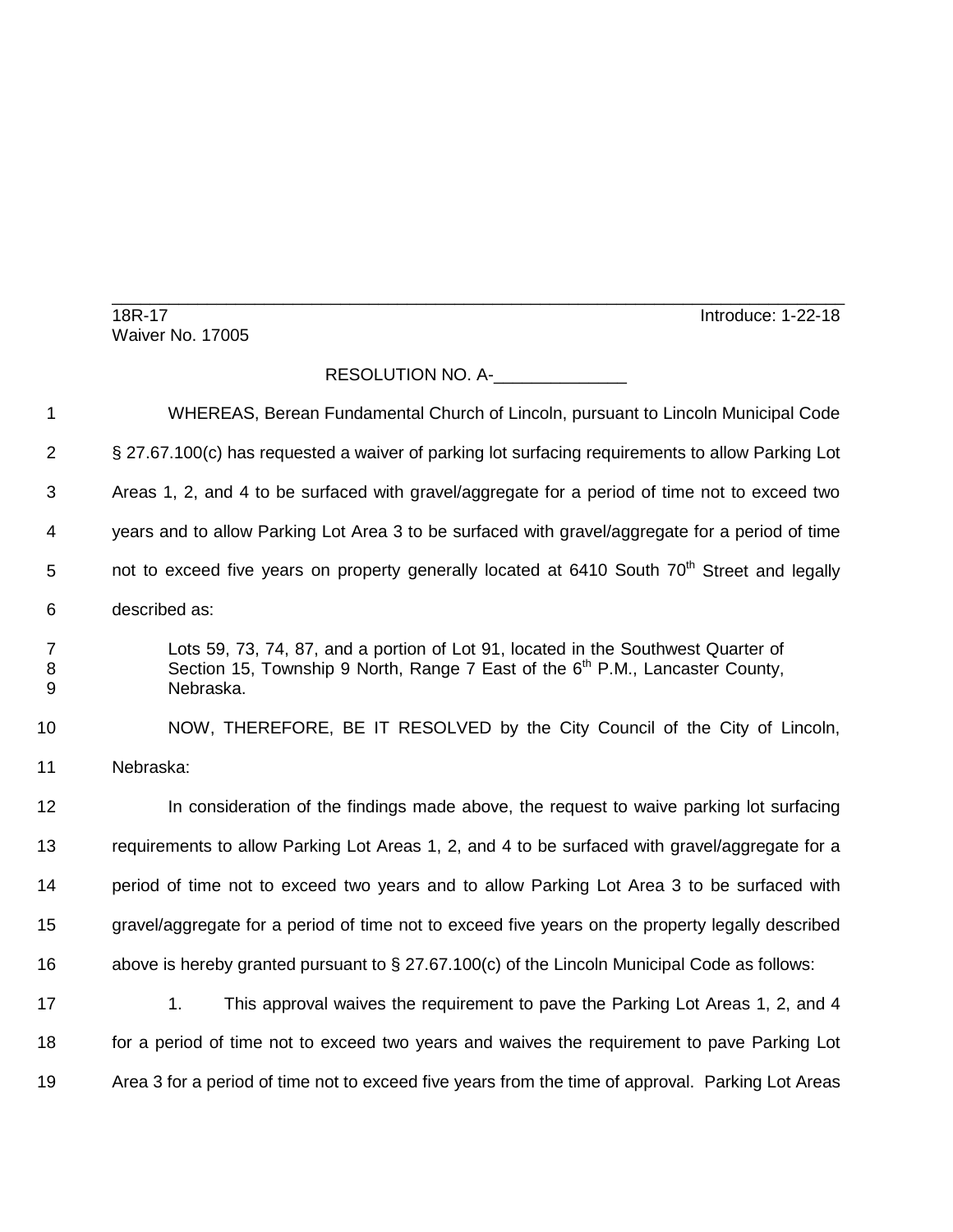18R-17 Introduce: 1-22-18
Waiver No. 17005

RESOLUTION NO. A-______________

WHEREAS, Berean Fundamental Church of Lincoln, pursuant to Lincoln Municipal Code § 27.67.100(c) has requested a waiver of parking lot surfacing requirements to allow Parking Lot Areas 1, 2, and 4 to be surfaced with gravel/aggregate for a period of time not to exceed two years and to allow Parking Lot Area 3 to be surfaced with gravel/aggregate for a period of time not to exceed five years on property generally located at 6410 South 70th Street and legally described as:

> Lots 59, 73, 74, 87, and a portion of Lot 91, located in the Southwest Quarter of Section 15, Township 9 North, Range 7 East of the 6th P.M., Lancaster County, Nebraska.

NOW, THEREFORE, BE IT RESOLVED by the City Council of the City of Lincoln, Nebraska:

In consideration of the findings made above, the request to waive parking lot surfacing requirements to allow Parking Lot Areas 1, 2, and 4 to be surfaced with gravel/aggregate for a period of time not to exceed two years and to allow Parking Lot Area 3 to be surfaced with gravel/aggregate for a period of time not to exceed five years on the property legally described above is hereby granted pursuant to § 27.67.100(c) of the Lincoln Municipal Code as follows:

1. This approval waives the requirement to pave the Parking Lot Areas 1, 2, and 4 for a period of time not to exceed two years and waives the requirement to pave Parking Lot Area 3 for a period of time not to exceed five years from the time of approval. Parking Lot Areas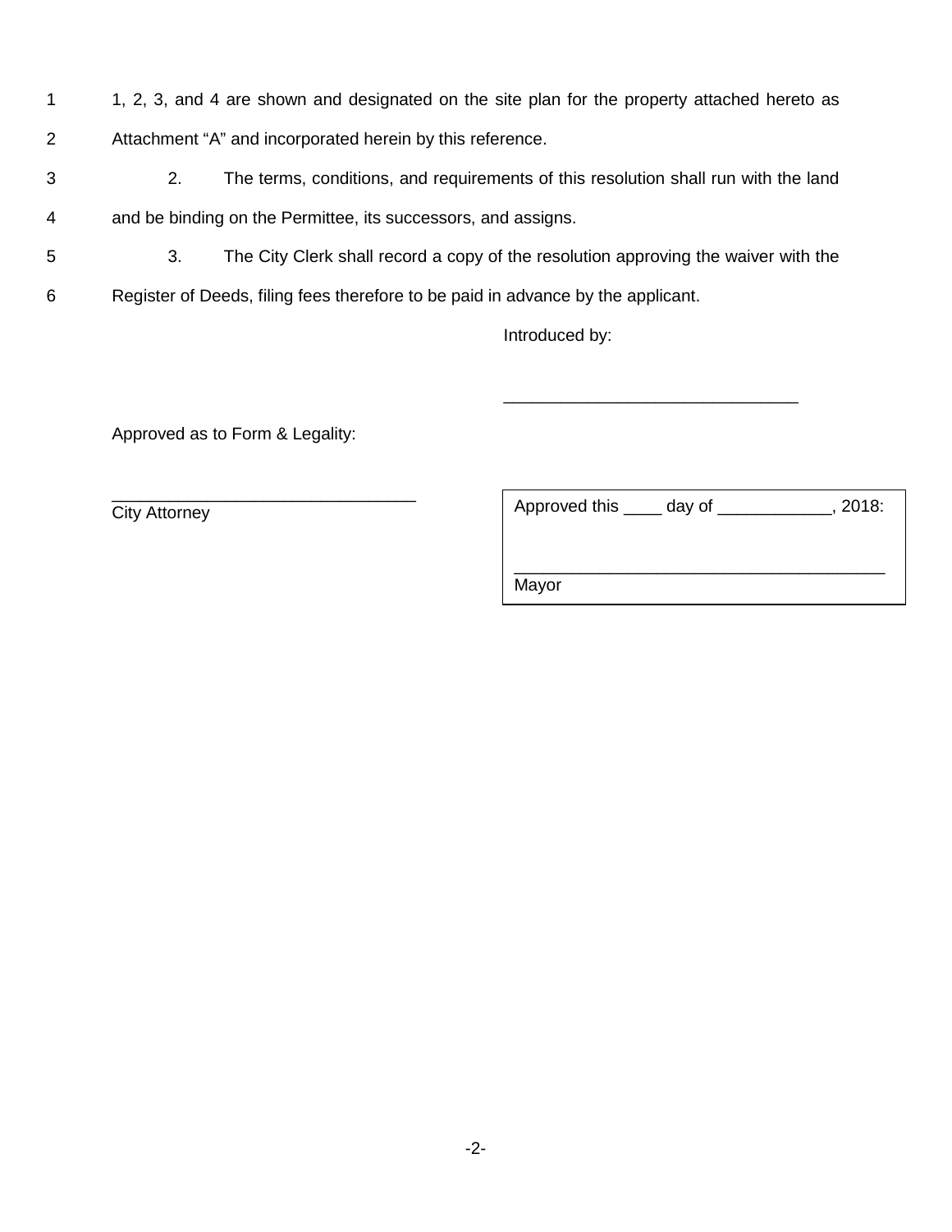1, 2, 3, and 4 are shown and designated on the site plan for the property attached hereto as Attachment “A” and incorporated herein by this reference.

2. The terms, conditions, and requirements of this resolution shall run with the land and be binding on the Permittee, its successors, and assigns.

3. The City Clerk shall record a copy of the resolution approving the waiver with the Register of Deeds, filing fees therefore to be paid in advance by the applicant.

Introduced by:

______________________________

Approved as to Form & Legality:

______________________________
City Attorney

Approved this ____ day of ____________, 2018:

______________________________________
Mayor